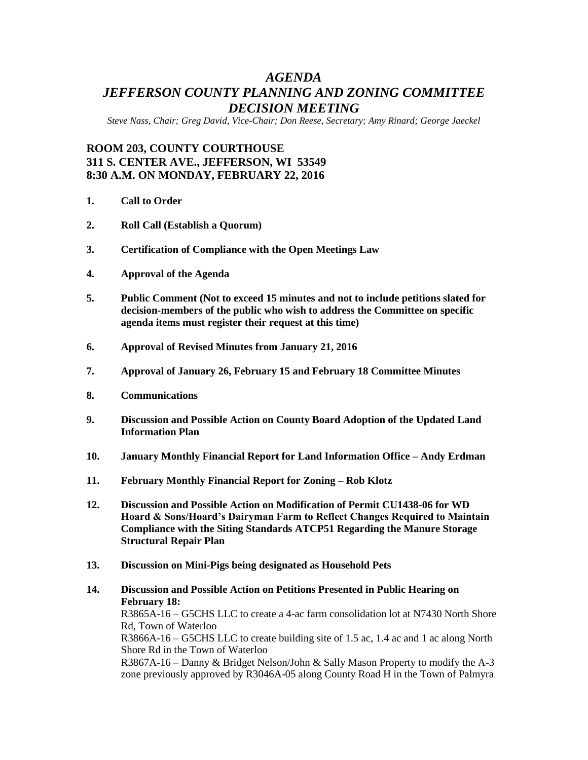# *AGENDA*
# *JEFFERSON COUNTY PLANNING AND ZONING COMMITTEE DECISION MEETING*

*Steve Nass, Chair; Greg David, Vice-Chair; Don Reese, Secretary; Amy Rinard; George Jaeckel*

**ROOM 203, COUNTY COURTHOUSE**
**311 S. CENTER AVE., JEFFERSON, WI 53549**
**8:30 A.M. ON MONDAY, FEBRUARY 22, 2016**

1. **Call to Order**

2. **Roll Call (Establish a Quorum)**

3. **Certification of Compliance with the Open Meetings Law**

4. **Approval of the Agenda**

5. **Public Comment (Not to exceed 15 minutes and not to include petitions slated for decision-members of the public who wish to address the Committee on specific agenda items must register their request at this time)**

6. **Approval of Revised Minutes from January 21, 2016**

7. **Approval of January 26, February 15 and February 18 Committee Minutes**

8. **Communications**

9. **Discussion and Possible Action on County Board Adoption of the Updated Land Information Plan**

10. **January Monthly Financial Report for Land Information Office – Andy Erdman**

11. **February Monthly Financial Report for Zoning – Rob Klotz**

12. **Discussion and Possible Action on Modification of Permit CU1438-06 for WD Hoard & Sons/Hoard's Dairyman Farm to Reflect Changes Required to Maintain Compliance with the Siting Standards ATCP51 Regarding the Manure Storage Structural Repair Plan**

13. **Discussion on Mini-Pigs being designated as Household Pets**

14. **Discussion and Possible Action on Petitions Presented in Public Hearing on February 18:**
    R3865A-16 – G5CHS LLC to create a 4-ac farm consolidation lot at N7430 North Shore Rd, Town of Waterloo
    R3866A-16 – G5CHS LLC to create building site of 1.5 ac, 1.4 ac and 1 ac along North Shore Rd in the Town of Waterloo
    R3867A-16 – Danny & Bridget Nelson/John & Sally Mason Property to modify the A-3 zone previously approved by R3046A-05 along County Road H in the Town of Palmyra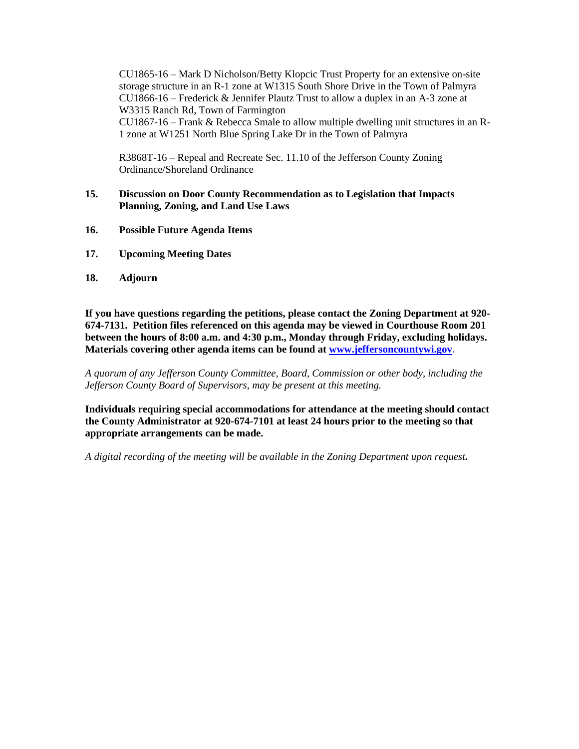CU1865-16 – Mark D Nicholson/Betty Klopcic Trust Property for an extensive on-site storage structure in an R-1 zone at W1315 South Shore Drive in the Town of Palmyra
CU1866-16 – Frederick & Jennifer Plautz Trust to allow a duplex in an A-3 zone at W3315 Ranch Rd, Town of Farmington
CU1867-16 – Frank & Rebecca Smale to allow multiple dwelling unit structures in an R-1 zone at W1251 North Blue Spring Lake Dr in the Town of Palmyra

R3868T-16 – Repeal and Recreate Sec. 11.10 of the Jefferson County Zoning Ordinance/Shoreland Ordinance

**15. Discussion on Door County Recommendation as to Legislation that Impacts Planning, Zoning, and Land Use Laws**

**16. Possible Future Agenda Items**

**17. Upcoming Meeting Dates**

**18. Adjourn**

**If you have questions regarding the petitions, please contact the Zoning Department at 920-674-7131. Petition files referenced on this agenda may be viewed in Courthouse Room 201 between the hours of 8:00 a.m. and 4:30 p.m., Monday through Friday, excluding holidays. Materials covering other agenda items can be found at [www.jeffersoncountywi.gov](http://www.jeffersoncountywi.gov).**

*A quorum of any Jefferson County Committee, Board, Commission or other body, including the Jefferson County Board of Supervisors, may be present at this meeting.*

**Individuals requiring special accommodations for attendance at the meeting should contact the County Administrator at 920-674-7101 at least 24 hours prior to the meeting so that appropriate arrangements can be made.**

*A digital recording of the meeting will be available in the Zoning Department upon request.*